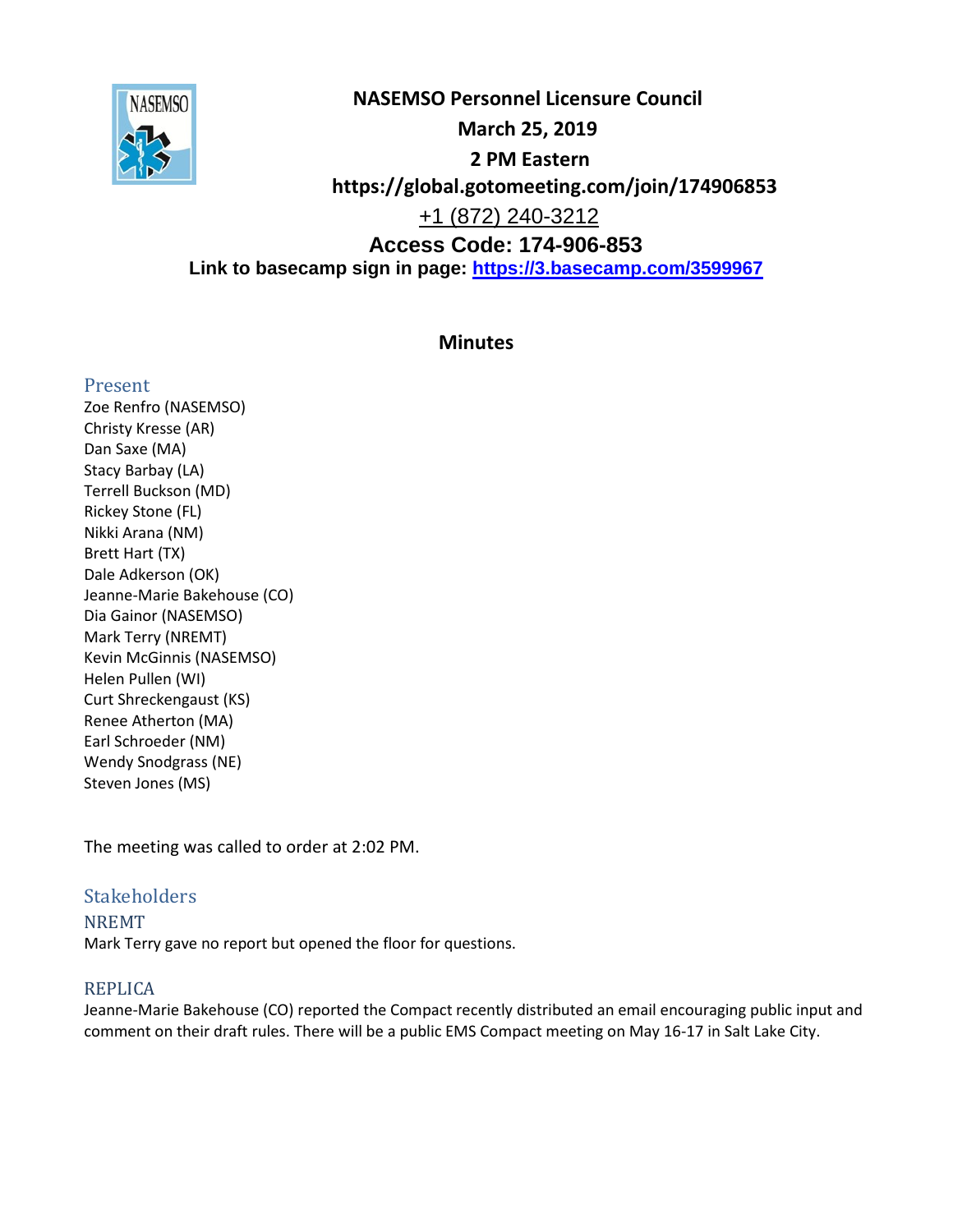# NASEMSO Personnel Licensure Council

**March 25, 2019**

**2 PM Eastern**

**https://global.gotomeeting.com/join/174906853**

+1 (872) 240-3212

**Access Code: 174-906-853**

**Link to basecamp sign in page: [https://3.basecamp.com/3599967](https://3.basecamp.com/3599967)**

## Minutes

### Present

Zoe Renfro (NASEMSO)
Christy Kresse (AR)
Dan Saxe (MA)
Stacy Barbay (LA)
Terrell Buckson (MD)
Rickey Stone (FL)
Nikki Arana (NM)
Brett Hart (TX)
Dale Adkerson (OK)
Jeanne-Marie Bakehouse (CO)
Dia Gainor (NASEMSO)
Mark Terry (NREMT)
Kevin McGinnis (NASEMSO)
Helen Pullen (WI)
Curt Shreckengaust (KS)
Renee Atherton (MA)
Earl Schroeder (NM)
Wendy Snodgrass (NE)
Steven Jones (MS)

The meeting was called to order at 2:02 PM.

### Stakeholders

#### NREMT

Mark Terry gave no report but opened the floor for questions.

#### REPLICA

Jeanne-Marie Bakehouse (CO) reported the Compact recently distributed an email encouraging public input and comment on their draft rules. There will be a public EMS Compact meeting on May 16-17 in Salt Lake City.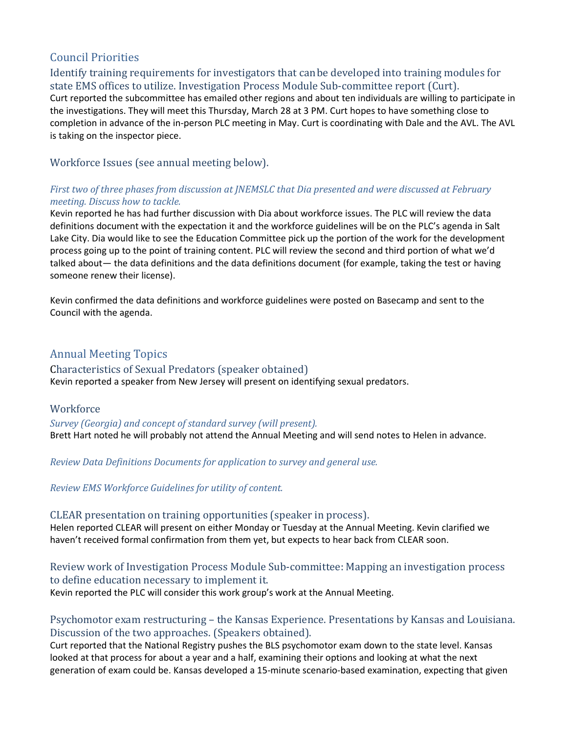## Council Priorities

### Identify training requirements for investigators that can be developed into training modules for state EMS offices to utilize. Investigation Process Module Sub-committee report (Curt).

Curt reported the subcommittee has emailed other regions and about ten individuals are willing to participate in the investigations. They will meet this Thursday, March 28 at 3 PM. Curt hopes to have something close to completion in advance of the in-person PLC meeting in May. Curt is coordinating with Dale and the AVL. The AVL is taking on the inspector piece.

### Workforce Issues (see annual meeting below).

*First two of three phases from discussion at JNEMSLC that Dia presented and were discussed at February meeting. Discuss how to tackle.*

Kevin reported he has had further discussion with Dia about workforce issues. The PLC will review the data definitions document with the expectation it and the workforce guidelines will be on the PLC's agenda in Salt Lake City. Dia would like to see the Education Committee pick up the portion of the work for the development process going up to the point of training content. PLC will review the second and third portion of what we'd talked about— the data definitions and the data definitions document (for example, taking the test or having someone renew their license).

Kevin confirmed the data definitions and workforce guidelines were posted on Basecamp and sent to the Council with the agenda.

## Annual Meeting Topics

### Characteristics of Sexual Predators (speaker obtained)

Kevin reported a speaker from New Jersey will present on identifying sexual predators.

### Workforce

*Survey (Georgia) and concept of standard survey (will present).*

Brett Hart noted he will probably not attend the Annual Meeting and will send notes to Helen in advance.

*Review Data Definitions Documents for application to survey and general use.*

*Review EMS Workforce Guidelines for utility of content.*

### CLEAR presentation on training opportunities (speaker in process).

Helen reported CLEAR will present on either Monday or Tuesday at the Annual Meeting. Kevin clarified we haven't received formal confirmation from them yet, but expects to hear back from CLEAR soon.

### Review work of Investigation Process Module Sub-committee: Mapping an investigation process to define education necessary to implement it.

Kevin reported the PLC will consider this work group's work at the Annual Meeting.

### Psychomotor exam restructuring – the Kansas Experience. Presentations by Kansas and Louisiana. Discussion of the two approaches. (Speakers obtained).

Curt reported that the National Registry pushes the BLS psychomotor exam down to the state level. Kansas looked at that process for about a year and a half, examining their options and looking at what the next generation of exam could be. Kansas developed a 15-minute scenario-based examination, expecting that given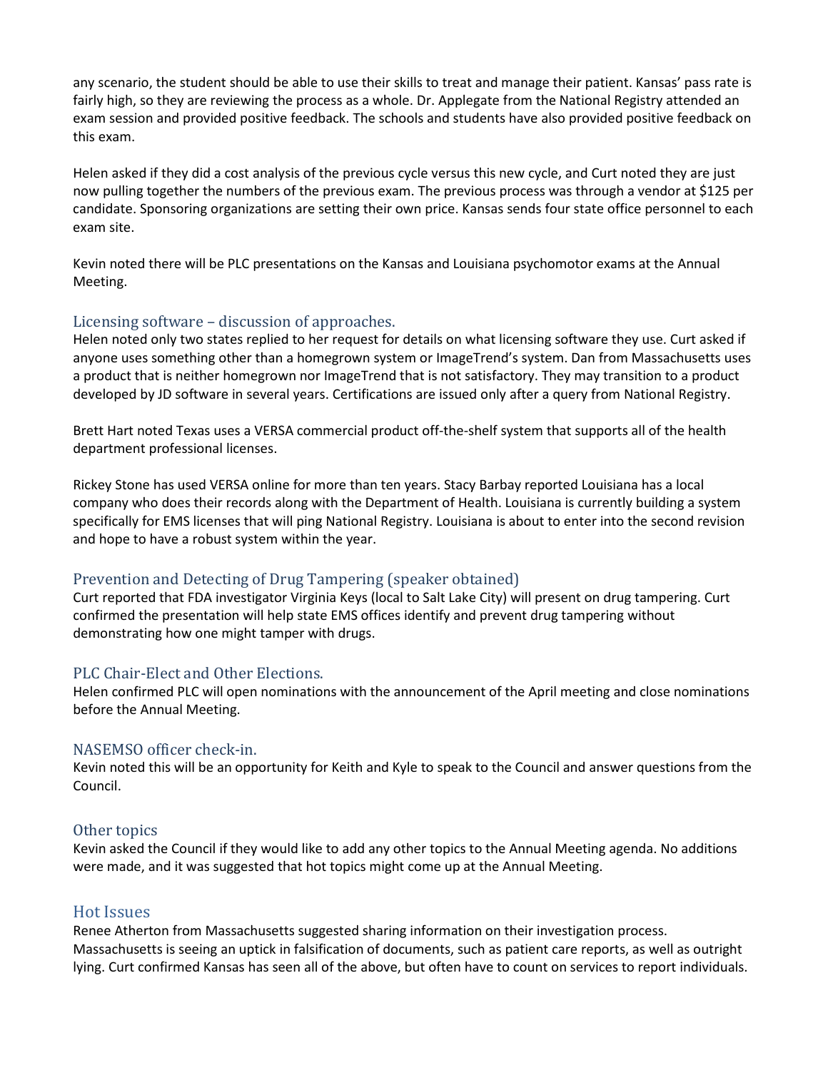any scenario, the student should be able to use their skills to treat and manage their patient. Kansas' pass rate is fairly high, so they are reviewing the process as a whole. Dr. Applegate from the National Registry attended an exam session and provided positive feedback. The schools and students have also provided positive feedback on this exam.

Helen asked if they did a cost analysis of the previous cycle versus this new cycle, and Curt noted they are just now pulling together the numbers of the previous exam. The previous process was through a vendor at $125 per candidate. Sponsoring organizations are setting their own price. Kansas sends four state office personnel to each exam site.

Kevin noted there will be PLC presentations on the Kansas and Louisiana psychomotor exams at the Annual Meeting.

## Licensing software – discussion of approaches.

Helen noted only two states replied to her request for details on what licensing software they use. Curt asked if anyone uses something other than a homegrown system or ImageTrend's system. Dan from Massachusetts uses a product that is neither homegrown nor ImageTrend that is not satisfactory. They may transition to a product developed by JD software in several years. Certifications are issued only after a query from National Registry.

Brett Hart noted Texas uses a VERSA commercial product off-the-shelf system that supports all of the health department professional licenses.

Rickey Stone has used VERSA online for more than ten years. Stacy Barbay reported Louisiana has a local company who does their records along with the Department of Health. Louisiana is currently building a system specifically for EMS licenses that will ping National Registry. Louisiana is about to enter into the second revision and hope to have a robust system within the year.

## Prevention and Detecting of Drug Tampering (speaker obtained)

Curt reported that FDA investigator Virginia Keys (local to Salt Lake City) will present on drug tampering. Curt confirmed the presentation will help state EMS offices identify and prevent drug tampering without demonstrating how one might tamper with drugs.

## PLC Chair-Elect and Other Elections.

Helen confirmed PLC will open nominations with the announcement of the April meeting and close nominations before the Annual Meeting.

## NASEMSO officer check-in.

Kevin noted this will be an opportunity for Keith and Kyle to speak to the Council and answer questions from the Council.

## Other topics

Kevin asked the Council if they would like to add any other topics to the Annual Meeting agenda. No additions were made, and it was suggested that hot topics might come up at the Annual Meeting.

# Hot Issues

Renee Atherton from Massachusetts suggested sharing information on their investigation process. Massachusetts is seeing an uptick in falsification of documents, such as patient care reports, as well as outright lying. Curt confirmed Kansas has seen all of the above, but often have to count on services to report individuals.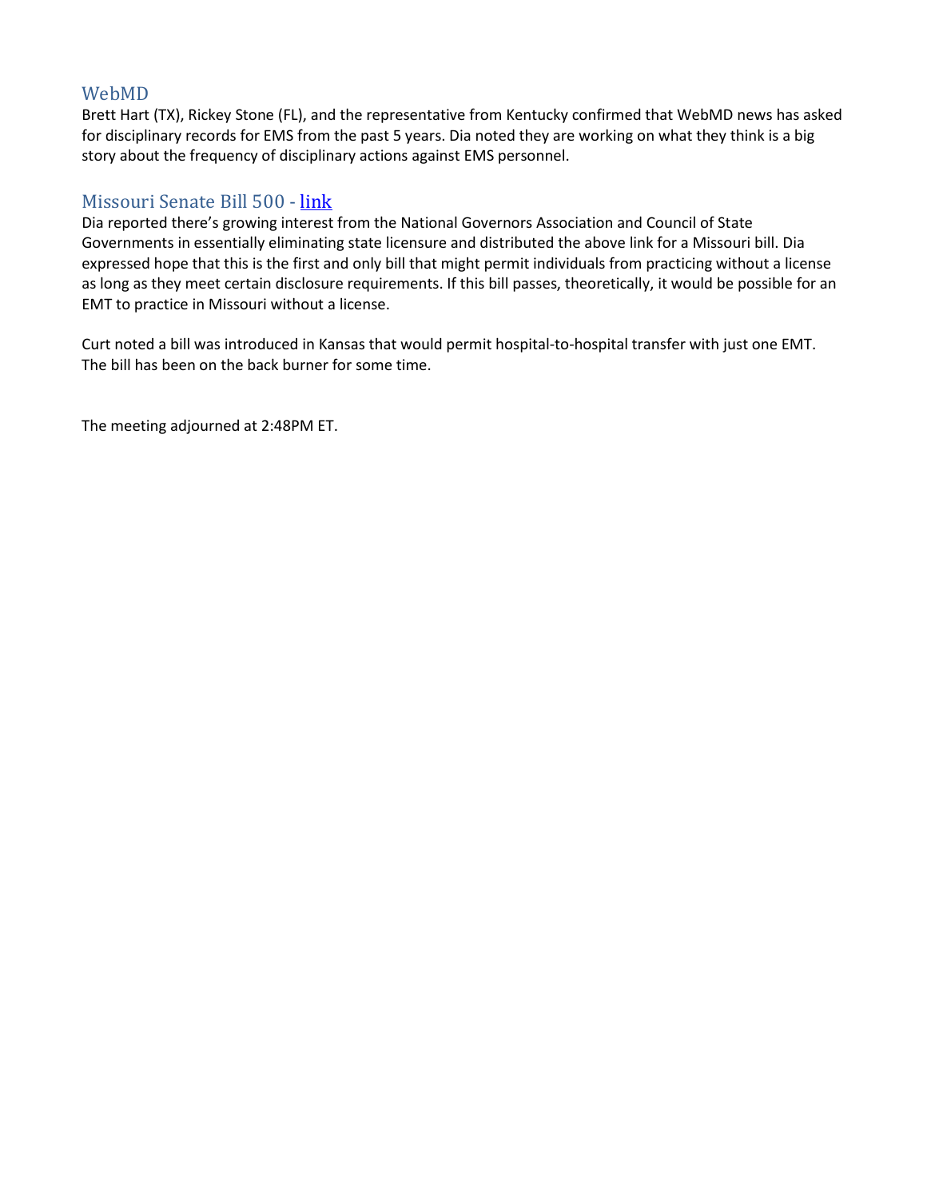## WebMD

Brett Hart (TX), Rickey Stone (FL), and the representative from Kentucky confirmed that WebMD news has asked for disciplinary records for EMS from the past 5 years. Dia noted they are working on what they think is a big story about the frequency of disciplinary actions against EMS personnel.

## Missouri Senate Bill 500 - link

Dia reported there's growing interest from the National Governors Association and Council of State Governments in essentially eliminating state licensure and distributed the above link for a Missouri bill. Dia expressed hope that this is the first and only bill that might permit individuals from practicing without a license as long as they meet certain disclosure requirements. If this bill passes, theoretically, it would be possible for an EMT to practice in Missouri without a license.

Curt noted a bill was introduced in Kansas that would permit hospital-to-hospital transfer with just one EMT. The bill has been on the back burner for some time.

The meeting adjourned at 2:48PM ET.